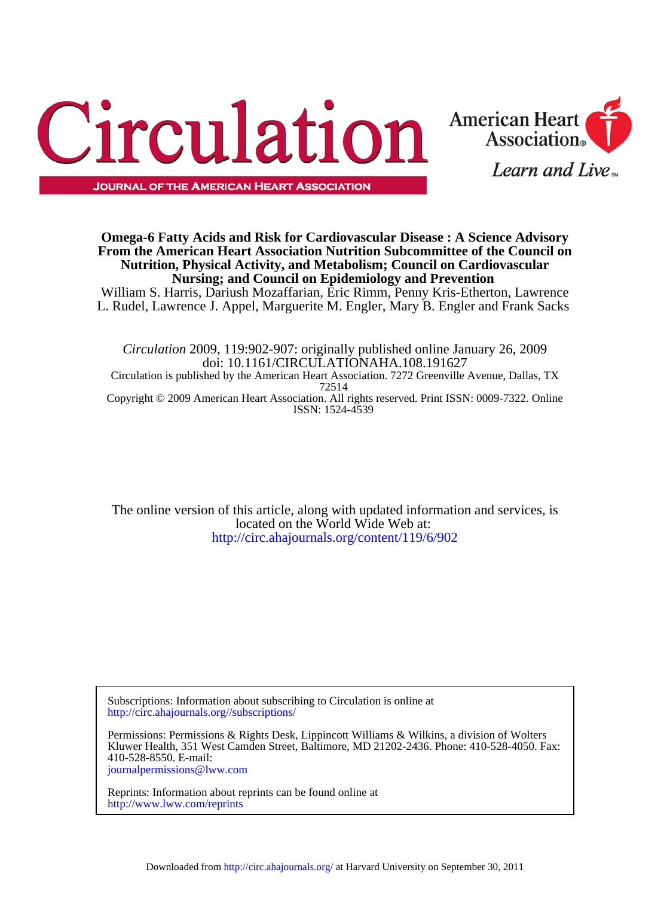# Circulation

JOURNAL OF THE AMERICAN HEART ASSOCIATION

American Heart Association®

*Learn and Live*℠

**Omega-6 Fatty Acids and Risk for Cardiovascular Disease : A Science Advisory From the American Heart Association Nutrition Subcommittee of the Council on Nutrition, Physical Activity, and Metabolism; Council on Cardiovascular Nursing; and Council on Epidemiology and Prevention**

William S. Harris, Dariush Mozaffarian, Eric Rimm, Penny Kris-Etherton, Lawrence L. Rudel, Lawrence J. Appel, Marguerite M. Engler, Mary B. Engler and Frank Sacks

*Circulation* 2009, 119:902-907: originally published online January 26, 2009

doi: 10.1161/CIRCULATIONAHA.108.191627

Circulation is published by the American Heart Association. 7272 Greenville Avenue, Dallas, TX 72514

Copyright © 2009 American Heart Association. All rights reserved. Print ISSN: 0009-7322. Online ISSN: 1524-4539

The online version of this article, along with updated information and services, is located on the World Wide Web at:
http://circ.ahajournals.org/content/119/6/902

Subscriptions: Information about subscribing to Circulation is online at
http://circ.ahajournals.org//subscriptions/

Permissions: Permissions & Rights Desk, Lippincott Williams & Wilkins, a division of Wolters Kluwer Health, 351 West Camden Street, Baltimore, MD 21202-2436. Phone: 410-528-4050. Fax: 410-528-8550. E-mail:
journalpermissions@lww.com

Reprints: Information about reprints can be found online at
http://www.lww.com/reprints

Downloaded from http://circ.ahajournals.org/ at Harvard University on September 30, 2011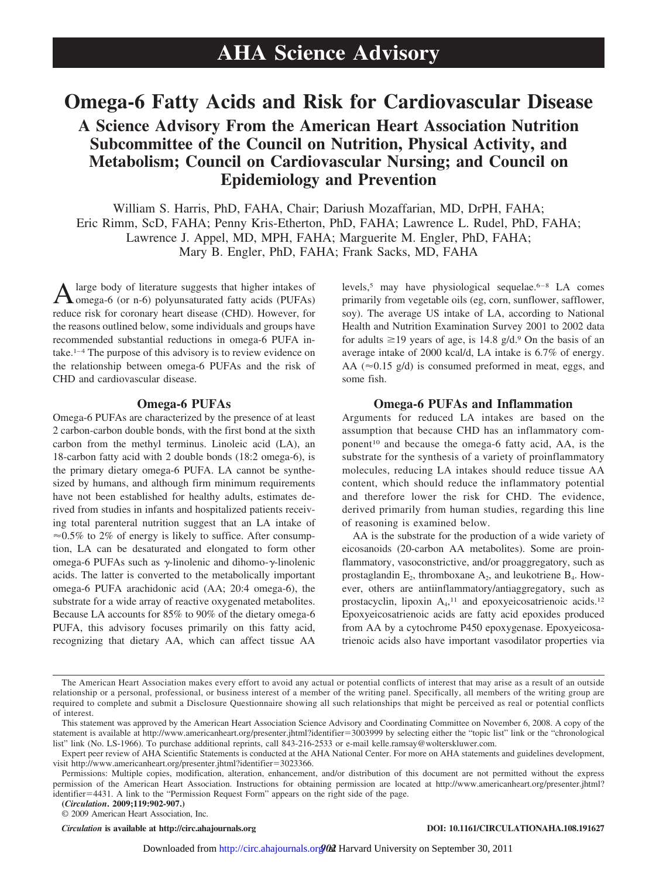# AHA Science Advisory

# Omega-6 Fatty Acids and Risk for Cardiovascular Disease

## A Science Advisory From the American Heart Association Nutrition Subcommittee of the Council on Nutrition, Physical Activity, and Metabolism; Council on Cardiovascular Nursing; and Council on Epidemiology and Prevention

William S. Harris, PhD, FAHA, Chair; Dariush Mozaffarian, MD, DrPH, FAHA; Eric Rimm, ScD, FAHA; Penny Kris-Etherton, PhD, FAHA; Lawrence L. Rudel, PhD, FAHA; Lawrence J. Appel, MD, MPH, FAHA; Marguerite M. Engler, PhD, FAHA; Mary B. Engler, PhD, FAHA; Frank Sacks, MD, FAHA

A large body of literature suggests that higher intakes of omega-6 (or n-6) polyunsaturated fatty acids (PUFAs) reduce risk for coronary heart disease (CHD). However, for the reasons outlined below, some individuals and groups have recommended substantial reductions in omega-6 PUFA intake.[1–4] The purpose of this advisory is to review evidence on the relationship between omega-6 PUFAs and the risk of CHD and cardiovascular disease.

### Omega-6 PUFAs

Omega-6 PUFAs are characterized by the presence of at least 2 carbon-carbon double bonds, with the first bond at the sixth carbon from the methyl terminus. Linoleic acid (LA), an 18-carbon fatty acid with 2 double bonds (18:2 omega-6), is the primary dietary omega-6 PUFA. LA cannot be synthesized by humans, and although firm minimum requirements have not been established for healthy adults, estimates derived from studies in infants and hospitalized patients receiving total parenteral nutrition suggest that an LA intake of ≈0.5% to 2% of energy is likely to suffice. After consumption, LA can be desaturated and elongated to form other omega-6 PUFAs such as γ-linolenic and dihomo-γ-linolenic acids. The latter is converted to the metabolically important omega-6 PUFA arachidonic acid (AA; 20:4 omega-6), the substrate for a wide array of reactive oxygenated metabolites. Because LA accounts for 85% to 90% of the dietary omega-6 PUFA, this advisory focuses primarily on this fatty acid, recognizing that dietary AA, which can affect tissue AA levels,[5] may have physiological sequelae.[6–8] LA comes primarily from vegetable oils (eg, corn, sunflower, safflower, soy). The average US intake of LA, according to National Health and Nutrition Examination Survey 2001 to 2002 data for adults ≥19 years of age, is 14.8 g/d.[9] On the basis of an average intake of 2000 kcal/d, LA intake is 6.7% of energy. AA (≈0.15 g/d) is consumed preformed in meat, eggs, and some fish.

### Omega-6 PUFAs and Inflammation

Arguments for reduced LA intakes are based on the assumption that because CHD has an inflammatory component[10] and because the omega-6 fatty acid, AA, is the substrate for the synthesis of a variety of proinflammatory molecules, reducing LA intakes should reduce tissue AA content, which should reduce the inflammatory potential and therefore lower the risk for CHD. The evidence, derived primarily from human studies, regarding this line of reasoning is examined below.

AA is the substrate for the production of a wide variety of eicosanoids (20-carbon AA metabolites). Some are proinflammatory, vasoconstrictive, and/or proaggregatory, such as prostaglandin $E_2$, thromboxane $A_2$, and leukotriene $B_4$. However, others are antiinflammatory/antiaggregatory, such as prostacyclin, lipoxin $A_4$,[11] and epoxyeicosatrienoic acids.[12] Epoxyeicosatrienoic acids are fatty acid epoxides produced from AA by a cytochrome P450 epoxygenase. Epoxyeicosatrienoic acids also have important vasodilator properties via

---

The American Heart Association makes every effort to avoid any actual or potential conflicts of interest that may arise as a result of an outside relationship or a personal, professional, or business interest of a member of the writing panel. Specifically, all members of the writing group are required to complete and submit a Disclosure Questionnaire showing all such relationships that might be perceived as real or potential conflicts of interest.

This statement was approved by the American Heart Association Science Advisory and Coordinating Committee on November 6, 2008. A copy of the statement is available at http://www.americanheart.org/presenter.jhtml?identifier=3003999 by selecting either the "topic list" link or the "chronological list" link (No. LS-1966). To purchase additional reprints, call 843-216-2533 or e-mail kelle.ramsay@wolterskluwer.com.

Expert peer review of AHA Scientific Statements is conducted at the AHA National Center. For more on AHA statements and guidelines development, visit http://www.americanheart.org/presenter.jhtml?identifier=3023366.

Permissions: Multiple copies, modification, alteration, enhancement, and/or distribution of this document are not permitted without the express permission of the American Heart Association. Instructions for obtaining permission are located at http://www.americanheart.org/presenter.jhtml?identifier=4431. A link to the "Permission Request Form" appears on the right side of the page.

(*Circulation*. 2009;119:902-907.)

© 2009 American Heart Association, Inc.

*Circulation* is available at http://circ.ahajournals.org DOI: 10.1161/CIRCULATIONAHA.108.191627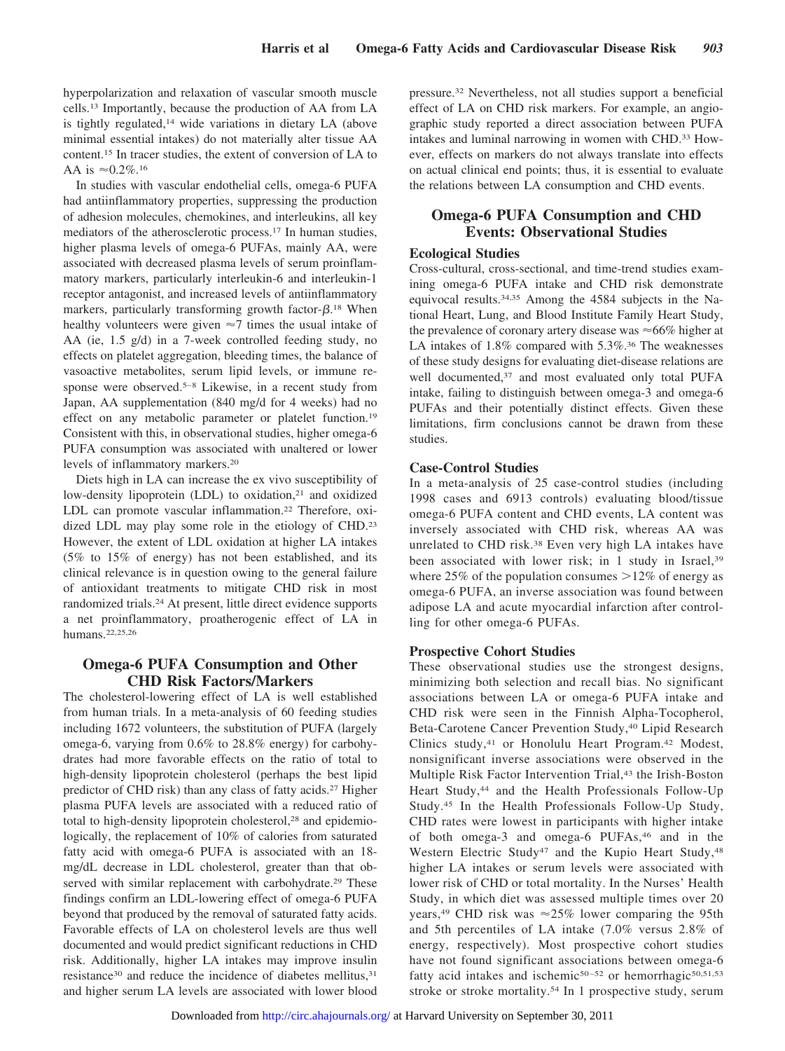hyperpolarization and relaxation of vascular smooth muscle cells.[13] Importantly, because the production of AA from LA is tightly regulated,[14] wide variations in dietary LA (above minimal essential intakes) do not materially alter tissue AA content.[15] In tracer studies, the extent of conversion of LA to AA is ≈0.2%.[16]

In studies with vascular endothelial cells, omega-6 PUFA had antiinflammatory properties, suppressing the production of adhesion molecules, chemokines, and interleukins, all key mediators of the atherosclerotic process.[17] In human studies, higher plasma levels of omega-6 PUFAs, mainly AA, were associated with decreased plasma levels of serum proinflammatory markers, particularly interleukin-6 and interleukin-1 receptor antagonist, and increased levels of antiinflammatory markers, particularly transforming growth factor-$\beta$.[18] When healthy volunteers were given ≈7 times the usual intake of AA (ie, 1.5 g/d) in a 7-week controlled feeding study, no effects on platelet aggregation, bleeding times, the balance of vasoactive metabolites, serum lipid levels, or immune response were observed.[5–8] Likewise, in a recent study from Japan, AA supplementation (840 mg/d for 4 weeks) had no effect on any metabolic parameter or platelet function.[19] Consistent with this, in observational studies, higher omega-6 PUFA consumption was associated with unaltered or lower levels of inflammatory markers.[20]

Diets high in LA can increase the ex vivo susceptibility of low-density lipoprotein (LDL) to oxidation,[21] and oxidized LDL can promote vascular inflammation.[22] Therefore, oxidized LDL may play some role in the etiology of CHD.[23] However, the extent of LDL oxidation at higher LA intakes (5% to 15% of energy) has not been established, and its clinical relevance is in question owing to the general failure of antioxidant treatments to mitigate CHD risk in most randomized trials.[24] At present, little direct evidence supports a net proinflammatory, proatherogenic effect of LA in humans.[22,25,26]

## Omega-6 PUFA Consumption and Other CHD Risk Factors/Markers

The cholesterol-lowering effect of LA is well established from human trials. In a meta-analysis of 60 feeding studies including 1672 volunteers, the substitution of PUFA (largely omega-6, varying from 0.6% to 28.8% energy) for carbohydrates had more favorable effects on the ratio of total to high-density lipoprotein cholesterol (perhaps the best lipid predictor of CHD risk) than any class of fatty acids.[27] Higher plasma PUFA levels are associated with a reduced ratio of total to high-density lipoprotein cholesterol,[28] and epidemiologically, the replacement of 10% of calories from saturated fatty acid with omega-6 PUFA is associated with an 18-mg/dL decrease in LDL cholesterol, greater than that observed with similar replacement with carbohydrate.[29] These findings confirm an LDL-lowering effect of omega-6 PUFA beyond that produced by the removal of saturated fatty acids. Favorable effects of LA on cholesterol levels are thus well documented and would predict significant reductions in CHD risk. Additionally, higher LA intakes may improve insulin resistance[30] and reduce the incidence of diabetes mellitus,[31] and higher serum LA levels are associated with lower blood pressure.[32] Nevertheless, not all studies support a beneficial effect of LA on CHD risk markers. For example, an angiographic study reported a direct association between PUFA intakes and luminal narrowing in women with CHD.[33] However, effects on markers do not always translate into effects on actual clinical end points; thus, it is essential to evaluate the relations between LA consumption and CHD events.

## Omega-6 PUFA Consumption and CHD Events: Observational Studies

### Ecological Studies

Cross-cultural, cross-sectional, and time-trend studies examining omega-6 PUFA intake and CHD risk demonstrate equivocal results.[34,35] Among the 4584 subjects in the National Heart, Lung, and Blood Institute Family Heart Study, the prevalence of coronary artery disease was ≈66% higher at LA intakes of 1.8% compared with 5.3%.[36] The weaknesses of these study designs for evaluating diet-disease relations are well documented,[37] and most evaluated only total PUFA intake, failing to distinguish between omega-3 and omega-6 PUFAs and their potentially distinct effects. Given these limitations, firm conclusions cannot be drawn from these studies.

### Case-Control Studies

In a meta-analysis of 25 case-control studies (including 1998 cases and 6913 controls) evaluating blood/tissue omega-6 PUFA content and CHD events, LA content was inversely associated with CHD risk, whereas AA was unrelated to CHD risk.[38] Even very high LA intakes have been associated with lower risk; in 1 study in Israel,[39] where 25% of the population consumes >12% of energy as omega-6 PUFA, an inverse association was found between adipose LA and acute myocardial infarction after controlling for other omega-6 PUFAs.

### Prospective Cohort Studies

These observational studies use the strongest designs, minimizing both selection and recall bias. No significant associations between LA or omega-6 PUFA intake and CHD risk were seen in the Finnish Alpha-Tocopherol, Beta-Carotene Cancer Prevention Study,[40] Lipid Research Clinics study,[41] or Honolulu Heart Program.[42] Modest, nonsignificant inverse associations were observed in the Multiple Risk Factor Intervention Trial,[43] the Irish-Boston Heart Study,[44] and the Health Professionals Follow-Up Study.[45] In the Health Professionals Follow-Up Study, CHD rates were lowest in participants with higher intake of both omega-3 and omega-6 PUFAs,[46] and in the Western Electric Study[47] and the Kupio Heart Study,[48] higher LA intakes or serum levels were associated with lower risk of CHD or total mortality. In the Nurses' Health Study, in which diet was assessed multiple times over 20 years,[49] CHD risk was ≈25% lower comparing the 95th and 5th percentiles of LA intake (7.0% versus 2.8% of energy, respectively). Most prospective cohort studies have not found significant associations between omega-6 fatty acid intakes and ischemic[50–52] or hemorrhagic[50,51,53] stroke or stroke mortality.[54] In 1 prospective study, serum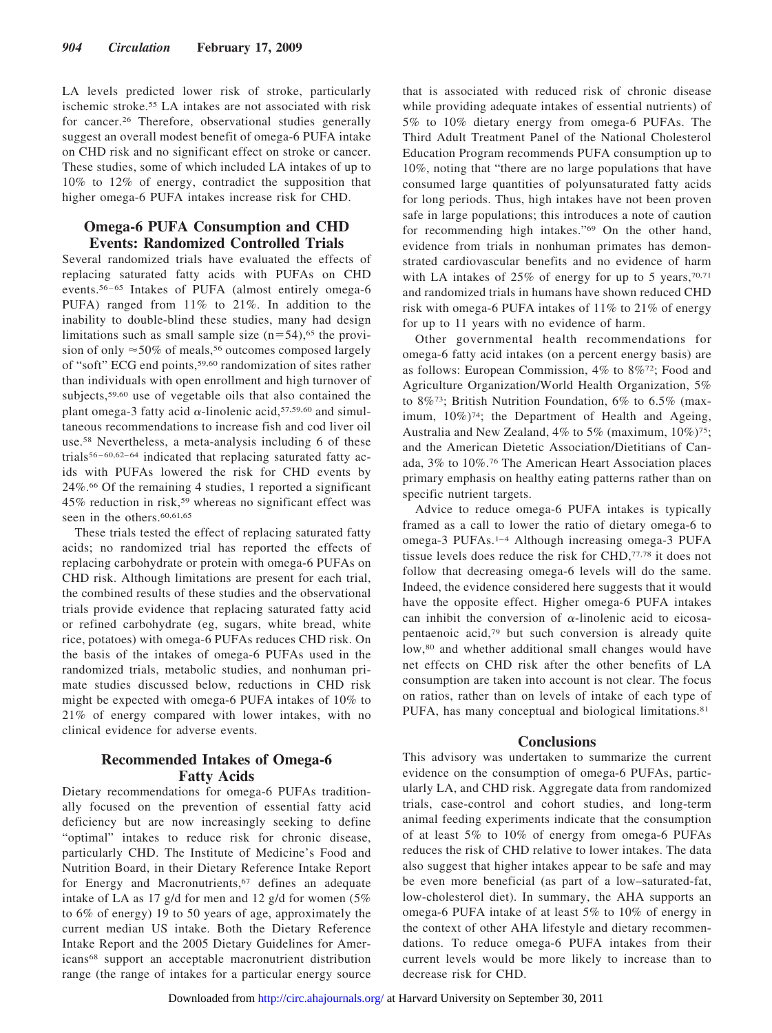LA levels predicted lower risk of stroke, particularly ischemic stroke.[55] LA intakes are not associated with risk for cancer.[26] Therefore, observational studies generally suggest an overall modest benefit of omega-6 PUFA intake on CHD risk and no significant effect on stroke or cancer. These studies, some of which included LA intakes of up to 10% to 12% of energy, contradict the supposition that higher omega-6 PUFA intakes increase risk for CHD.

## Omega-6 PUFA Consumption and CHD Events: Randomized Controlled Trials

Several randomized trials have evaluated the effects of replacing saturated fatty acids with PUFAs on CHD events.[56–65] Intakes of PUFA (almost entirely omega-6 PUFA) ranged from 11% to 21%. In addition to the inability to double-blind these studies, many had design limitations such as small sample size (n=54),[65] the provision of only ≈50% of meals,[56] outcomes composed largely of "soft" ECG end points,[59,60] randomization of sites rather than individuals with open enrollment and high turnover of subjects,[59,60] use of vegetable oils that also contained the plant omega-3 fatty acid α-linolenic acid,[57,59,60] and simultaneous recommendations to increase fish and cod liver oil use.[58] Nevertheless, a meta-analysis including 6 of these trials[56–60,62–64] indicated that replacing saturated fatty acids with PUFAs lowered the risk for CHD events by 24%.[66] Of the remaining 4 studies, 1 reported a significant 45% reduction in risk,[59] whereas no significant effect was seen in the others.[60,61,65]

These trials tested the effect of replacing saturated fatty acids; no randomized trial has reported the effects of replacing carbohydrate or protein with omega-6 PUFAs on CHD risk. Although limitations are present for each trial, the combined results of these studies and the observational trials provide evidence that replacing saturated fatty acid or refined carbohydrate (eg, sugars, white bread, white rice, potatoes) with omega-6 PUFAs reduces CHD risk. On the basis of the intakes of omega-6 PUFAs used in the randomized trials, metabolic studies, and nonhuman primate studies discussed below, reductions in CHD risk might be expected with omega-6 PUFA intakes of 10% to 21% of energy compared with lower intakes, with no clinical evidence for adverse events.

## Recommended Intakes of Omega-6 Fatty Acids

Dietary recommendations for omega-6 PUFAs traditionally focused on the prevention of essential fatty acid deficiency but are now increasingly seeking to define "optimal" intakes to reduce risk for chronic disease, particularly CHD. The Institute of Medicine's Food and Nutrition Board, in their Dietary Reference Intake Report for Energy and Macronutrients,[67] defines an adequate intake of LA as 17 g/d for men and 12 g/d for women (5% to 6% of energy) 19 to 50 years of age, approximately the current median US intake. Both the Dietary Reference Intake Report and the 2005 Dietary Guidelines for Americans[68] support an acceptable macronutrient distribution range (the range of intakes for a particular energy source that is associated with reduced risk of chronic disease while providing adequate intakes of essential nutrients) of 5% to 10% dietary energy from omega-6 PUFAs. The Third Adult Treatment Panel of the National Cholesterol Education Program recommends PUFA consumption up to 10%, noting that "there are no large populations that have consumed large quantities of polyunsaturated fatty acids for long periods. Thus, high intakes have not been proven safe in large populations; this introduces a note of caution for recommending high intakes."[69] On the other hand, evidence from trials in nonhuman primates has demonstrated cardiovascular benefits and no evidence of harm with LA intakes of 25% of energy for up to 5 years,[70,71] and randomized trials in humans have shown reduced CHD risk with omega-6 PUFA intakes of 11% to 21% of energy for up to 11 years with no evidence of harm.

Other governmental health recommendations for omega-6 fatty acid intakes (on a percent energy basis) are as follows: European Commission, 4% to 8%[72]; Food and Agriculture Organization/World Health Organization, 5% to 8%[73]; British Nutrition Foundation, 6% to 6.5% (maximum, 10%)[74]; the Department of Health and Ageing, Australia and New Zealand, 4% to 5% (maximum, 10%)[75]; and the American Dietetic Association/Dietitians of Canada, 3% to 10%.[76] The American Heart Association places primary emphasis on healthy eating patterns rather than on specific nutrient targets.

Advice to reduce omega-6 PUFA intakes is typically framed as a call to lower the ratio of dietary omega-6 to omega-3 PUFAs.[1–4] Although increasing omega-3 PUFA tissue levels does reduce the risk for CHD,[77,78] it does not follow that decreasing omega-6 levels will do the same. Indeed, the evidence considered here suggests that it would have the opposite effect. Higher omega-6 PUFA intakes can inhibit the conversion of α-linolenic acid to eicosapentaenoic acid,[79] but such conversion is already quite low,[80] and whether additional small changes would have net effects on CHD risk after the other benefits of LA consumption are taken into account is not clear. The focus on ratios, rather than on levels of intake of each type of PUFA, has many conceptual and biological limitations.[81]

## Conclusions

This advisory was undertaken to summarize the current evidence on the consumption of omega-6 PUFAs, particularly LA, and CHD risk. Aggregate data from randomized trials, case-control and cohort studies, and long-term animal feeding experiments indicate that the consumption of at least 5% to 10% of energy from omega-6 PUFAs reduces the risk of CHD relative to lower intakes. The data also suggest that higher intakes appear to be safe and may be even more beneficial (as part of a low–saturated-fat, low-cholesterol diet). In summary, the AHA supports an omega-6 PUFA intake of at least 5% to 10% of energy in the context of other AHA lifestyle and dietary recommendations. To reduce omega-6 PUFA intakes from their current levels would be more likely to increase than to decrease risk for CHD.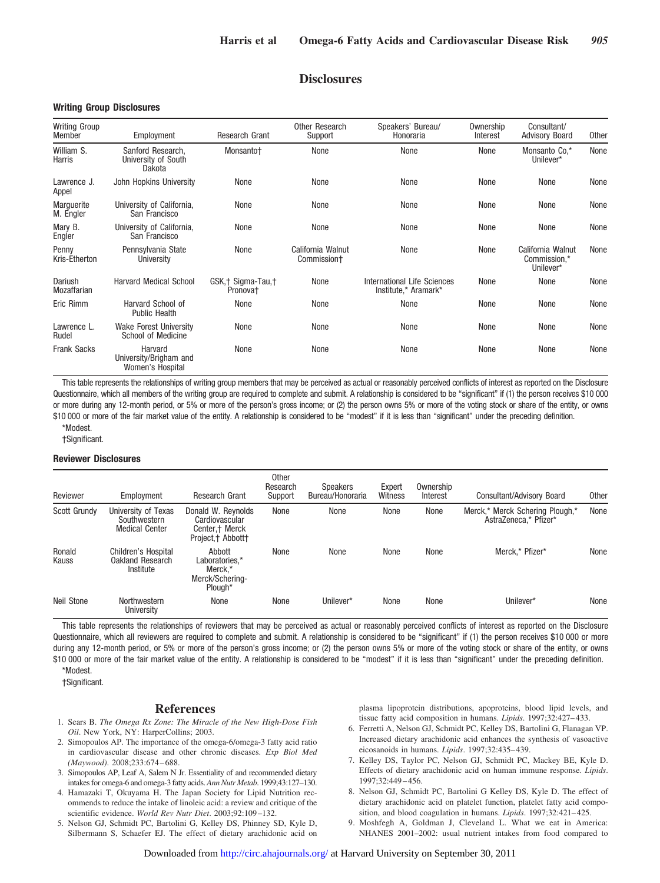## Disclosures

### Writing Group Disclosures

| Writing Group Member | Employment | Research Grant | Other Research Support | Speakers' Bureau/ Honoraria | Ownership Interest | Consultant/ Advisory Board | Other |
|---|---|---|---|---|---|---|---|
| William S. Harris | Sanford Research, University of South Dakota | Monsanto† | None | None | None | Monsanto Co,* Unilever* | None |
| Lawrence J. Appel | John Hopkins University | None | None | None | None | None | None |
| Marguerite M. Engler | University of California, San Francisco | None | None | None | None | None | None |
| Mary B. Engler | University of California, San Francisco | None | None | None | None | None | None |
| Penny Kris-Etherton | Pennsylvania State University | None | California Walnut Commission† | None | None | California Walnut Commission,* Unilever* | None |
| Dariush Mozaffarian | Harvard Medical School | GSK,† Sigma-Tau,† Pronova† | None | International Life Sciences Institute,* Aramark* | None | None | None |
| Eric Rimm | Harvard School of Public Health | None | None | None | None | None | None |
| Lawrence L. Rudel | Wake Forest University School of Medicine | None | None | None | None | None | None |
| Frank Sacks | Harvard University/Brigham and Women's Hospital | None | None | None | None | None | None |

This table represents the relationships of writing group members that may be perceived as actual or reasonably perceived conflicts of interest as reported on the Disclosure Questionnaire, which all members of the writing group are required to complete and submit. A relationship is considered to be "significant" if (1) the person receives $10 000 or more during any 12-month period, or 5% or more of the person's gross income; or (2) the person owns 5% or more of the voting stock or share of the entity, or owns $10 000 or more of the fair market value of the entity. A relationship is considered to be "modest" if it is less than "significant" under the preceding definition.

*Modest.

†Significant.

### Reviewer Disclosures

| Reviewer | Employment | Research Grant | Other Research Support | Speakers Bureau/Honoraria | Expert Witness | Ownership Interest | Consultant/Advisory Board | Other |
|---|---|---|---|---|---|---|---|---|
| Scott Grundy | University of Texas Southwestern Medical Center | Donald W. Reynolds Cardiovascular Center,† Merck Project,† Abbott† | None | None | None | None | Merck,* Merck Schering Plough,* AstraZeneca,* Pfizer* | None |
| Ronald Kauss | Children's Hospital Oakland Research Institute | Abbott Laboratories,* Merck,* Merck/Schering-Plough* | None | None | None | None | Merck,* Pfizer* | None |
| Neil Stone | Northwestern University | None | None | Unilever* | None | None | Unilever* | None |

This table represents the relationships of reviewers that may be perceived as actual or reasonably perceived conflicts of interest as reported on the Disclosure Questionnaire, which all reviewers are required to complete and submit. A relationship is considered to be "significant" if (1) the person receives $10 000 or more during any 12-month period, or 5% or more of the person's gross income; or (2) the person owns 5% or more of the voting stock or share of the entity, or owns $10 000 or more of the fair market value of the entity. A relationship is considered to be "modest" if it is less than "significant" under the preceding definition.

*Modest.

†Significant.

## References

1. Sears B. *The Omega Rx Zone: The Miracle of the New High-Dose Fish Oil*. New York, NY: HarperCollins; 2003.
2. Simopoulos AP. The importance of the omega-6/omega-3 fatty acid ratio in cardiovascular disease and other chronic diseases. *Exp Biol Med (Maywood)*. 2008;233:674–688.
3. Simopoulos AP, Leaf A, Salem N Jr. Essentiality of and recommended dietary intakes for omega-6 and omega-3 fatty acids. *Ann Nutr Metab*. 1999;43:127–130.
4. Hamazaki T, Okuyama H. The Japan Society for Lipid Nutrition recommends to reduce the intake of linoleic acid: a review and critique of the scientific evidence. *World Rev Nutr Diet*. 2003;92:109–132.
5. Nelson GJ, Schmidt PC, Bartolini G, Kelley DS, Phinney SD, Kyle D, Silbermann S, Schaefer EJ. The effect of dietary arachidonic acid on plasma lipoprotein distributions, apoproteins, blood lipid levels, and tissue fatty acid composition in humans. *Lipids*. 1997;32:427–433.
6. Ferretti A, Nelson GJ, Schmidt PC, Kelley DS, Bartolini G, Flanagan VP. Increased dietary arachidonic acid enhances the synthesis of vasoactive eicosanoids in humans. *Lipids*. 1997;32:435–439.
7. Kelley DS, Taylor PC, Nelson GJ, Schmidt PC, Mackey BE, Kyle D. Effects of dietary arachidonic acid on human immune response. *Lipids*. 1997;32:449–456.
8. Nelson GJ, Schmidt PC, Bartolini G Kelley DS, Kyle D. The effect of dietary arachidonic acid on platelet function, platelet fatty acid composition, and blood coagulation in humans. *Lipids*. 1997;32:421–425.
9. Moshfegh A, Goldman J, Cleveland L. What we eat in America: NHANES 2001–2002: usual nutrient intakes from food compared to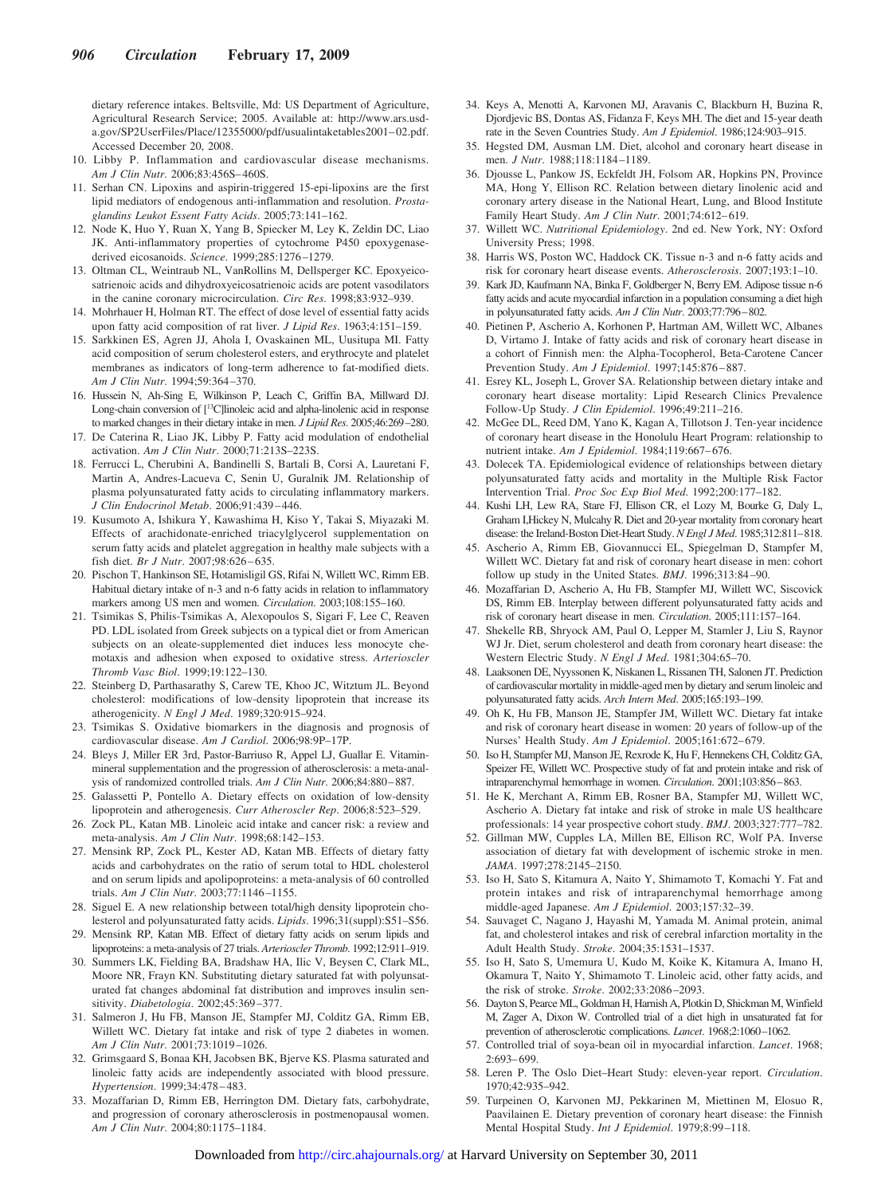dietary reference intakes. Beltsville, Md: US Department of Agriculture, Agricultural Research Service; 2005. Available at: http://www.ars.usda.gov/SP2UserFiles/Place/12355000/pdf/usualintaketables2001–02.pdf. Accessed December 20, 2008.

10. Libby P. Inflammation and cardiovascular disease mechanisms. *Am J Clin Nutr*. 2006;83:456S–460S.
11. Serhan CN. Lipoxins and aspirin-triggered 15-epi-lipoxins are the first lipid mediators of endogenous anti-inflammation and resolution. *Prostaglandins Leukot Essent Fatty Acids*. 2005;73:141–162.
12. Node K, Huo Y, Ruan X, Yang B, Spiecker M, Ley K, Zeldin DC, Liao JK. Anti-inflammatory properties of cytochrome P450 epoxygenase-derived eicosanoids. *Science*. 1999;285:1276–1279.
13. Oltman CL, Weintraub NL, VanRollins M, Dellsperger KC. Epoxyeicosatrienoic acids and dihydroxyeicosatrienoic acids are potent vasodilators in the canine coronary microcirculation. *Circ Res*. 1998;83:932–939.
14. Mohrhauer H, Holman RT. The effect of dose level of essential fatty acids upon fatty acid composition of rat liver. *J Lipid Res*. 1963;4:151–159.
15. Sarkkinen ES, Agren JJ, Ahola I, Ovaskainen ML, Uusitupa MI. Fatty acid composition of serum cholesterol esters, and erythrocyte and platelet membranes as indicators of long-term adherence to fat-modified diets. *Am J Clin Nutr*. 1994;59:364–370.
16. Hussein N, Ah-Sing E, Wilkinson P, Leach C, Griffin BA, Millward DJ. Long-chain conversion of [$^{13}$C]linoleic acid and alpha-linolenic acid in response to marked changes in their dietary intake in men. *J Lipid Res*. 2005;46:269–280.
17. De Caterina R, Liao JK, Libby P. Fatty acid modulation of endothelial activation. *Am J Clin Nutr*. 2000;71:213S–223S.
18. Ferrucci L, Cherubini A, Bandinelli S, Bartali B, Corsi A, Lauretani F, Martin A, Andres-Lacueva C, Senin U, Guralnik JM. Relationship of plasma polyunsaturated fatty acids to circulating inflammatory markers. *J Clin Endocrinol Metab*. 2006;91:439–446.
19. Kusumoto A, Ishikura Y, Kawashima H, Kiso Y, Takai S, Miyazaki M. Effects of arachidonate-enriched triacylglycerol supplementation on serum fatty acids and platelet aggregation in healthy male subjects with a fish diet. *Br J Nutr*. 2007;98:626–635.
20. Pischon T, Hankinson SE, Hotamisligil GS, Rifai N, Willett WC, Rimm EB. Habitual dietary intake of n-3 and n-6 fatty acids in relation to inflammatory markers among US men and women. *Circulation*. 2003;108:155–160.
21. Tsimikas S, Philis-Tsimikas A, Alexopoulos S, Sigari F, Lee C, Reaven PD. LDL isolated from Greek subjects on a typical diet or from American subjects on an oleate-supplemented diet induces less monocyte chemotaxis and adhesion when exposed to oxidative stress. *Arterioscler Thromb Vasc Biol*. 1999;19:122–130.
22. Steinberg D, Parthasarathy S, Carew TE, Khoo JC, Witztum JL. Beyond cholesterol: modifications of low-density lipoprotein that increase its atherogenicity. *N Engl J Med*. 1989;320:915–924.
23. Tsimikas S. Oxidative biomarkers in the diagnosis and prognosis of cardiovascular disease. *Am J Cardiol*. 2006;98:9P–17P.
24. Bleys J, Miller ER 3rd, Pastor-Barriuso R, Appel LJ, Guallar E. Vitamin-mineral supplementation and the progression of atherosclerosis: a meta-analysis of randomized controlled trials. *Am J Clin Nutr*. 2006;84:880–887.
25. Galassetti P, Pontello A. Dietary effects on oxidation of low-density lipoprotein and atherogenesis. *Curr Atheroscler Rep*. 2006;8:523–529.
26. Zock PL, Katan MB. Linoleic acid intake and cancer risk: a review and meta-analysis. *Am J Clin Nutr*. 1998;68:142–153.
27. Mensink RP, Zock PL, Kester AD, Katan MB. Effects of dietary fatty acids and carbohydrates on the ratio of serum total to HDL cholesterol and on serum lipids and apolipoproteins: a meta-analysis of 60 controlled trials. *Am J Clin Nutr*. 2003;77:1146–1155.
28. Siguel E. A new relationship between total/high density lipoprotein cholesterol and polyunsaturated fatty acids. *Lipids*. 1996;31(suppl):S51–S56.
29. Mensink RP, Katan MB. Effect of dietary fatty acids on serum lipids and lipoproteins: a meta-analysis of 27 trials. *Arterioscler Thromb*. 1992;12:911–919.
30. Summers LK, Fielding BA, Bradshaw HA, Ilic V, Beysen C, Clark ML, Moore NR, Frayn KN. Substituting dietary saturated fat with polyunsaturated fat changes abdominal fat distribution and improves insulin sensitivity. *Diabetologia*. 2002;45:369–377.
31. Salmeron J, Hu FB, Manson JE, Stampfer MJ, Colditz GA, Rimm EB, Willett WC. Dietary fat intake and risk of type 2 diabetes in women. *Am J Clin Nutr*. 2001;73:1019–1026.
32. Grimsgaard S, Bonaa KH, Jacobsen BK, Bjerve KS. Plasma saturated and linoleic fatty acids are independently associated with blood pressure. *Hypertension*. 1999;34:478–483.
33. Mozaffarian D, Rimm EB, Herrington DM. Dietary fats, carbohydrate, and progression of coronary atherosclerosis in postmenopausal women. *Am J Clin Nutr*. 2004;80:1175–1184.
34. Keys A, Menotti A, Karvonen MJ, Aravanis C, Blackburn H, Buzina R, Djordjevic BS, Dontas AS, Fidanza F, Keys MH. The diet and 15-year death rate in the Seven Countries Study. *Am J Epidemiol*. 1986;124:903–915.
35. Hegsted DM, Ausman LM. Diet, alcohol and coronary heart disease in men. *J Nutr*. 1988;118:1184–1189.
36. Djousse L, Pankow JS, Eckfeldt JH, Folsom AR, Hopkins PN, Province MA, Hong Y, Ellison RC. Relation between dietary linolenic acid and coronary artery disease in the National Heart, Lung, and Blood Institute Family Heart Study. *Am J Clin Nutr*. 2001;74:612–619.
37. Willett WC. *Nutritional Epidemiology*. 2nd ed. New York, NY: Oxford University Press; 1998.
38. Harris WS, Poston WC, Haddock CK. Tissue n-3 and n-6 fatty acids and risk for coronary heart disease events. *Atherosclerosis*. 2007;193:1–10.
39. Kark JD, Kaufmann NA, Binka F, Goldberger N, Berry EM. Adipose tissue n-6 fatty acids and acute myocardial infarction in a population consuming a diet high in polyunsaturated fatty acids. *Am J Clin Nutr*. 2003;77:796–802.
40. Pietinen P, Ascherio A, Korhonen P, Hartman AM, Willett WC, Albanes D, Virtamo J. Intake of fatty acids and risk of coronary heart disease in a cohort of Finnish men: the Alpha-Tocopherol, Beta-Carotene Cancer Prevention Study. *Am J Epidemiol*. 1997;145:876–887.
41. Esrey KL, Joseph L, Grover SA. Relationship between dietary intake and coronary heart disease mortality: Lipid Research Clinics Prevalence Follow-Up Study. *J Clin Epidemiol*. 1996;49:211–216.
42. McGee DL, Reed DM, Yano K, Kagan A, Tillotson J. Ten-year incidence of coronary heart disease in the Honolulu Heart Program: relationship to nutrient intake. *Am J Epidemiol*. 1984;119:667–676.
43. Dolecek TA. Epidemiological evidence of relationships between dietary polyunsaturated fatty acids and mortality in the Multiple Risk Factor Intervention Trial. *Proc Soc Exp Biol Med*. 1992;200:177–182.
44. Kushi LH, Lew RA, Stare FJ, Ellison CR, el Lozy M, Bourke G, Daly L, Graham I,Hickey N, Mulcahy R. Diet and 20-year mortality from coronary heart disease: the Ireland-Boston Diet-Heart Study. *N Engl J Med*. 1985;312:811–818.
45. Ascherio A, Rimm EB, Giovannucci EL, Spiegelman D, Stampfer M, Willett WC. Dietary fat and risk of coronary heart disease in men: cohort follow up study in the United States. *BMJ*. 1996;313:84–90.
46. Mozaffarian D, Ascherio A, Hu FB, Stampfer MJ, Willett WC, Siscovick DS, Rimm EB. Interplay between different polyunsaturated fatty acids and risk of coronary heart disease in men. *Circulation*. 2005;111:157–164.
47. Shekelle RB, Shryock AM, Paul O, Lepper M, Stamler J, Liu S, Raynor WJ Jr. Diet, serum cholesterol and death from coronary heart disease: the Western Electric Study. *N Engl J Med*. 1981;304:65–70.
48. Laaksonen DE, Nyyssonen K, Niskanen L, Rissanen TH, Salonen JT. Prediction of cardiovascular mortality in middle-aged men by dietary and serum linoleic and polyunsaturated fatty acids. *Arch Intern Med*. 2005;165:193–199.
49. Oh K, Hu FB, Manson JE, Stampfer JM, Willett WC. Dietary fat intake and risk of coronary heart disease in women: 20 years of follow-up of the Nurses' Health Study. *Am J Epidemiol*. 2005;161:672–679.
50. Iso H, Stampfer MJ, Manson JE, Rexrode K, Hu F, Hennekens CH, Colditz GA, Speizer FE, Willett WC. Prospective study of fat and protein intake and risk of intraparenchymal hemorrhage in women. *Circulation*. 2001;103:856–863.
51. He K, Merchant A, Rimm EB, Rosner BA, Stampfer MJ, Willett WC, Ascherio A. Dietary fat intake and risk of stroke in male US healthcare professionals: 14 year prospective cohort study. *BMJ*. 2003;327:777–782.
52. Gillman MW, Cupples LA, Millen BE, Ellison RC, Wolf PA. Inverse association of dietary fat with development of ischemic stroke in men. *JAMA*. 1997;278:2145–2150.
53. Iso H, Sato S, Kitamura A, Naito Y, Shimamoto T, Komachi Y. Fat and protein intakes and risk of intraparenchymal hemorrhage among middle-aged Japanese. *Am J Epidemiol*. 2003;157:32–39.
54. Sauvaget C, Nagano J, Hayashi M, Yamada M. Animal protein, animal fat, and cholesterol intakes and risk of cerebral infarction mortality in the Adult Health Study. *Stroke*. 2004;35:1531–1537.
55. Iso H, Sato S, Umemura U, Kudo M, Koike K, Kitamura A, Imano H, Okamura T, Naito Y, Shimamoto T. Linoleic acid, other fatty acids, and the risk of stroke. *Stroke*. 2002;33:2086–2093.
56. Dayton S, Pearce ML, Goldman H, Harnish A, Plotkin D, Shickman M, Winfield M, Zager A, Dixon W. Controlled trial of a diet high in unsaturated fat for prevention of atherosclerotic complications. *Lancet*. 1968;2:1060–1062.
57. Controlled trial of soya-bean oil in myocardial infarction. *Lancet*. 1968;2:693–699.
58. Leren P. The Oslo Diet–Heart Study: eleven-year report. *Circulation*. 1970;42:935–942.
59. Turpeinen O, Karvonen MJ, Pekkarinen M, Miettinen M, Elosuo R, Paavilainen E. Dietary prevention of coronary heart disease: the Finnish Mental Hospital Study. *Int J Epidemiol*. 1979;8:99–118.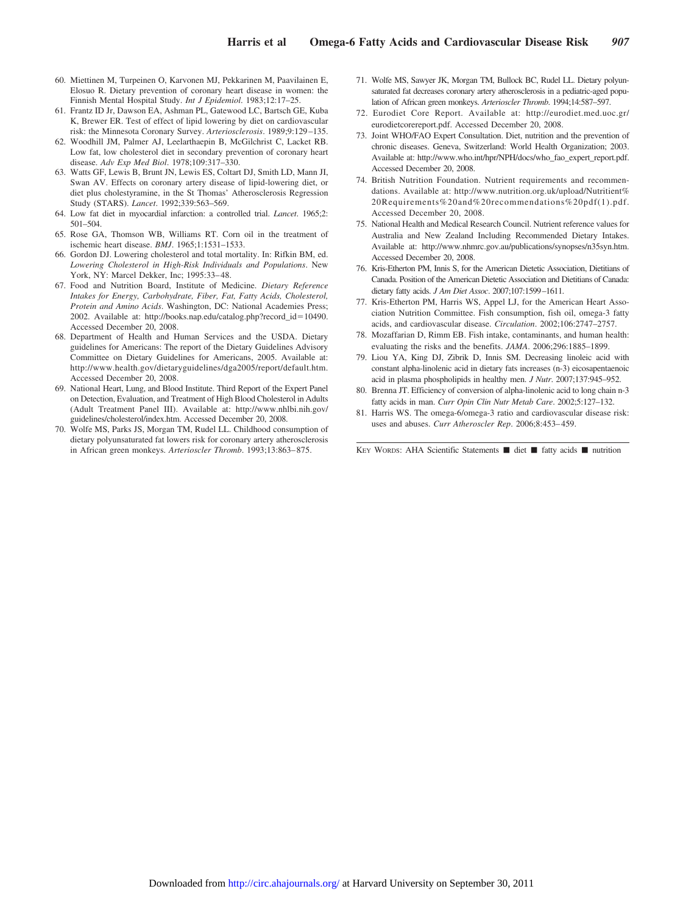60. Miettinen M, Turpeinen O, Karvonen MJ, Pekkarinen M, Paavilainen E, Elosuo R. Dietary prevention of coronary heart disease in women: the Finnish Mental Hospital Study. *Int J Epidemiol*. 1983;12:17–25.
61. Frantz ID Jr, Dawson EA, Ashman PL, Gatewood LC, Bartsch GE, Kuba K, Brewer ER. Test of effect of lipid lowering by diet on cardiovascular risk: the Minnesota Coronary Survey. *Arteriosclerosis*. 1989;9:129–135.
62. Woodhill JM, Palmer AJ, Leelarthaepin B, McGilchrist C, Lacket RB. Low fat, low cholesterol diet in secondary prevention of coronary heart disease. *Adv Exp Med Biol*. 1978;109:317–330.
63. Watts GF, Lewis B, Brunt JN, Lewis ES, Coltart DJ, Smith LD, Mann JI, Swan AV. Effects on coronary artery disease of lipid-lowering diet, or diet plus cholestyramine, in the St Thomas' Atherosclerosis Regression Study (STARS). *Lancet*. 1992;339:563–569.
64. Low fat diet in myocardial infarction: a controlled trial. *Lancet*. 1965;2: 501–504.
65. Rose GA, Thomson WB, Williams RT. Corn oil in the treatment of ischemic heart disease. *BMJ*. 1965;1:1531–1533.
66. Gordon DJ. Lowering cholesterol and total mortality. In: Rifkin BM, ed. *Lowering Cholesterol in High-Risk Individuals and Populations*. New York, NY: Marcel Dekker, Inc; 1995:33–48.
67. Food and Nutrition Board, Institute of Medicine. *Dietary Reference Intakes for Energy, Carbohydrate, Fiber, Fat, Fatty Acids, Cholesterol, Protein and Amino Acids*. Washington, DC: National Academies Press; 2002. Available at: http://books.nap.edu/catalog.php?record_id=10490. Accessed December 20, 2008.
68. Department of Health and Human Services and the USDA. Dietary guidelines for Americans: The report of the Dietary Guidelines Advisory Committee on Dietary Guidelines for Americans, 2005. Available at: http://www.health.gov/dietaryguidelines/dga2005/report/default.htm. Accessed December 20, 2008.
69. National Heart, Lung, and Blood Institute. Third Report of the Expert Panel on Detection, Evaluation, and Treatment of High Blood Cholesterol in Adults (Adult Treatment Panel III). Available at: http://www.nhlbi.nih.gov/guidelines/cholesterol/index.htm. Accessed December 20, 2008.
70. Wolfe MS, Parks JS, Morgan TM, Rudel LL. Childhood consumption of dietary polyunsaturated fat lowers risk for coronary artery atherosclerosis in African green monkeys. *Arterioscler Thromb*. 1993;13:863–875.
71. Wolfe MS, Sawyer JK, Morgan TM, Bullock BC, Rudel LL. Dietary polyunsaturated fat decreases coronary artery atherosclerosis in a pediatric-aged population of African green monkeys. *Arterioscler Thromb*. 1994;14:587–597.
72. Eurodiet Core Report. Available at: http://eurodiet.med.uoc.gr/eurodietcorereport.pdf. Accessed December 20, 2008.
73. Joint WHO/FAO Expert Consultation. Diet, nutrition and the prevention of chronic diseases. Geneva, Switzerland: World Health Organization; 2003. Available at: http://www.who.int/hpr/NPH/docs/who_fao_expert_report.pdf. Accessed December 20, 2008.
74. British Nutrition Foundation. Nutrient requirements and recommendations. Available at: http://www.nutrition.org.uk/upload/Nutritient%20Requirements%20and%20recommendations%20pdf(1).pdf. Accessed December 20, 2008.
75. National Health and Medical Research Council. Nutrient reference values for Australia and New Zealand Including Recommended Dietary Intakes. Available at: http://www.nhmrc.gov.au/publications/synopses/n35syn.htm. Accessed December 20, 2008.
76. Kris-Etherton PM, Innis S, for the American Dietetic Association, Dietitians of Canada. Position of the American Dietetic Association and Dietitians of Canada: dietary fatty acids. *J Am Diet Assoc*. 2007;107:1599–1611.
77. Kris-Etherton PM, Harris WS, Appel LJ, for the American Heart Association Nutrition Committee. Fish consumption, fish oil, omega-3 fatty acids, and cardiovascular disease. *Circulation*. 2002;106:2747–2757.
78. Mozaffarian D, Rimm EB. Fish intake, contaminants, and human health: evaluating the risks and the benefits. *JAMA*. 2006;296:1885–1899.
79. Liou YA, King DJ, Zibrik D, Innis SM. Decreasing linoleic acid with constant alpha-linolenic acid in dietary fats increases (n-3) eicosapentaenoic acid in plasma phospholipids in healthy men. *J Nutr*. 2007;137:945–952.
80. Brenna JT. Efficiency of conversion of alpha-linolenic acid to long chain n-3 fatty acids in man. *Curr Opin Clin Nutr Metab Care*. 2002;5:127–132.
81. Harris WS. The omega-6/omega-3 ratio and cardiovascular disease risk: uses and abuses. *Curr Atheroscler Rep*. 2006;8:453–459.

KEY WORDS: AHA Scientific Statements ■ diet ■ fatty acids ■ nutrition